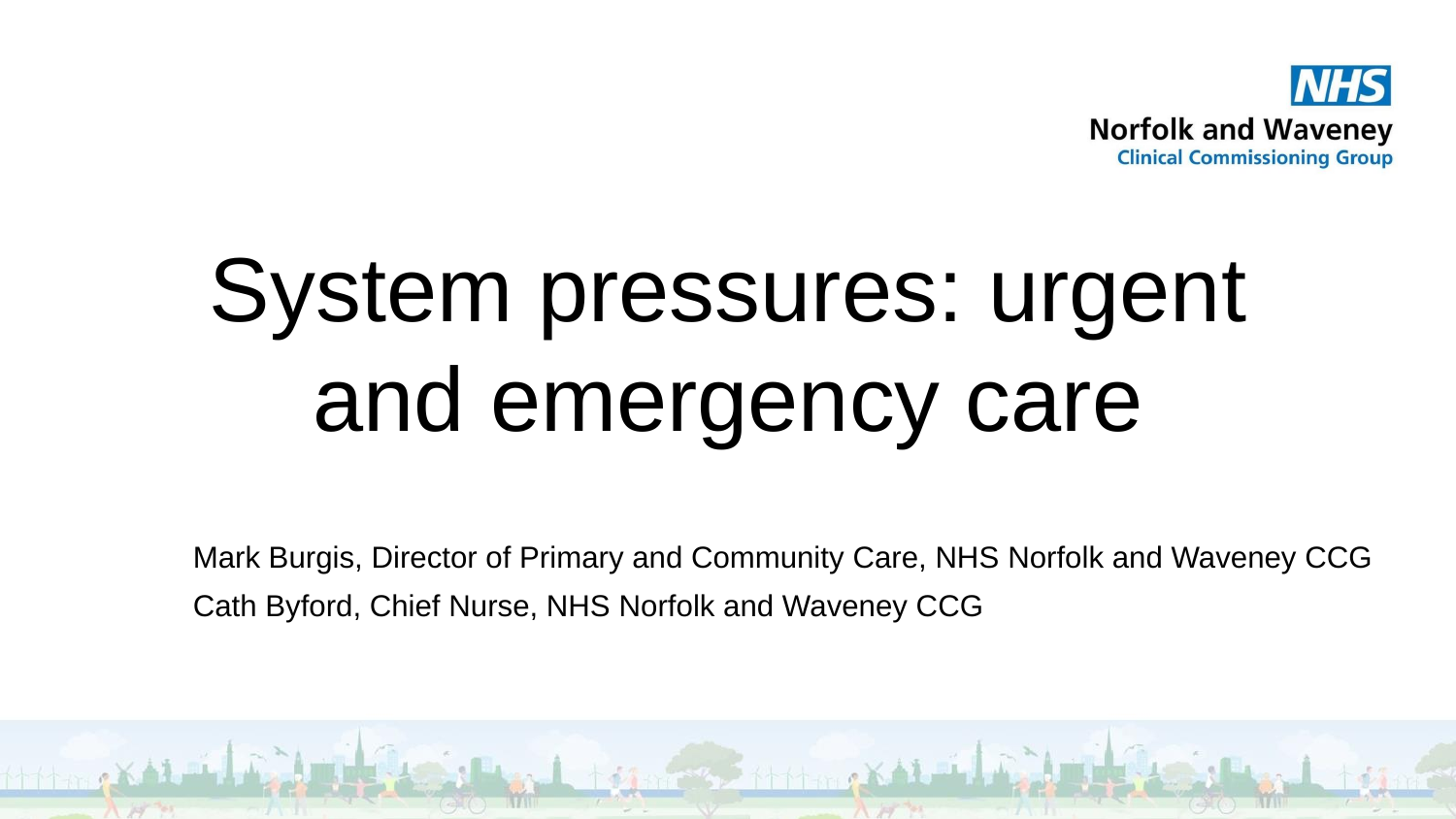NHS
Norfolk and Waveney
Clinical Commissioning Group

# System pressures: urgent and emergency care

Mark Burgis, Director of Primary and Community Care, NHS Norfolk and Waveney CCG

Cath Byford, Chief Nurse, NHS Norfolk and Waveney CCG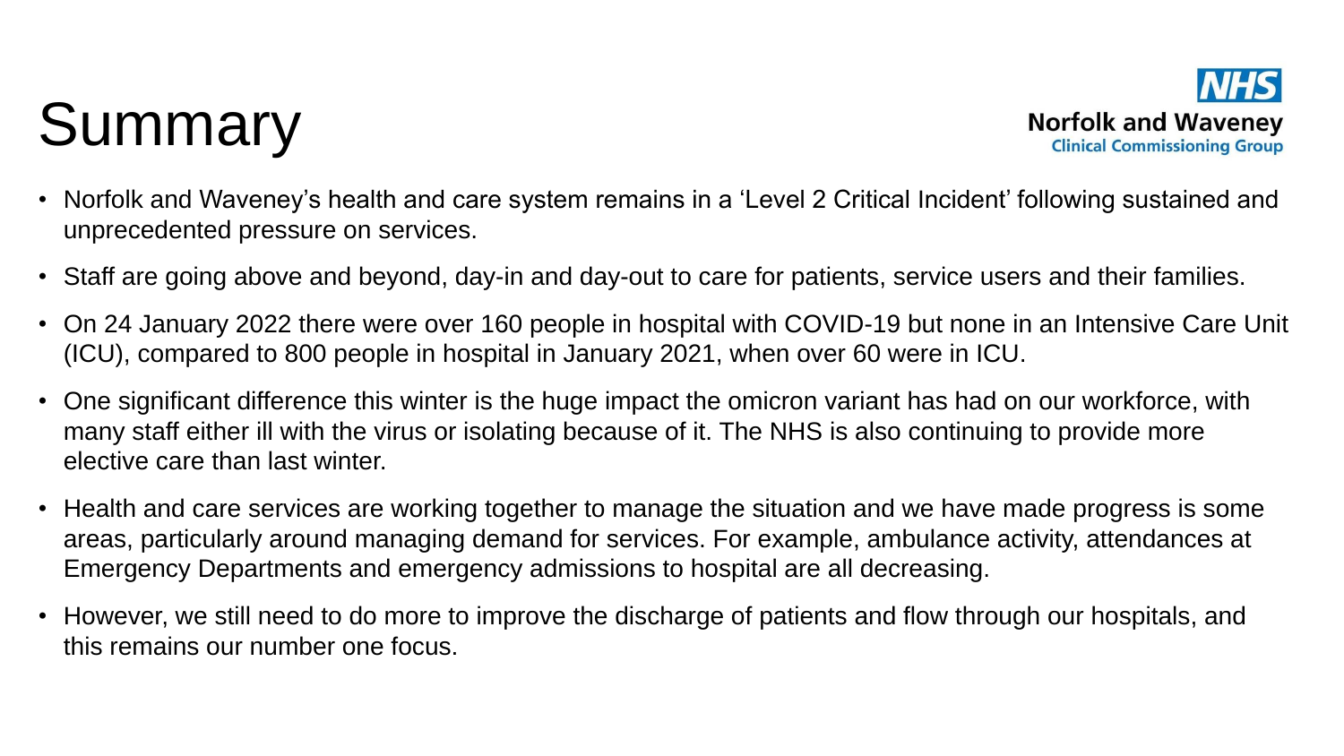# Summary

NHS
Norfolk and Waveney
Clinical Commissioning Group

- Norfolk and Waveney's health and care system remains in a 'Level 2 Critical Incident' following sustained and unprecedented pressure on services.
- Staff are going above and beyond, day-in and day-out to care for patients, service users and their families.
- On 24 January 2022 there were over 160 people in hospital with COVID-19 but none in an Intensive Care Unit (ICU), compared to 800 people in hospital in January 2021, when over 60 were in ICU.
- One significant difference this winter is the huge impact the omicron variant has had on our workforce, with many staff either ill with the virus or isolating because of it. The NHS is also continuing to provide more elective care than last winter.
- Health and care services are working together to manage the situation and we have made progress is some areas, particularly around managing demand for services. For example, ambulance activity, attendances at Emergency Departments and emergency admissions to hospital are all decreasing.
- However, we still need to do more to improve the discharge of patients and flow through our hospitals, and this remains our number one focus.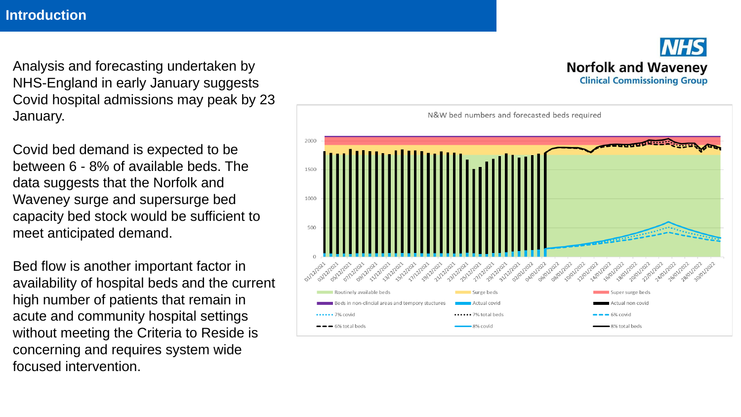# Introduction

Analysis and forecasting undertaken by NHS-England in early January suggests Covid hospital admissions may peak by 23 January.

Covid bed demand is expected to be between 6 - 8% of available beds. The data suggests that the Norfolk and Waveney surge and supersurge bed capacity bed stock would be sufficient to meet anticipated demand.

Bed flow is another important factor in availability of hospital beds and the current high number of patients that remain in acute and community hospital settings without meeting the Criteria to Reside is concerning and requires system wide focused intervention.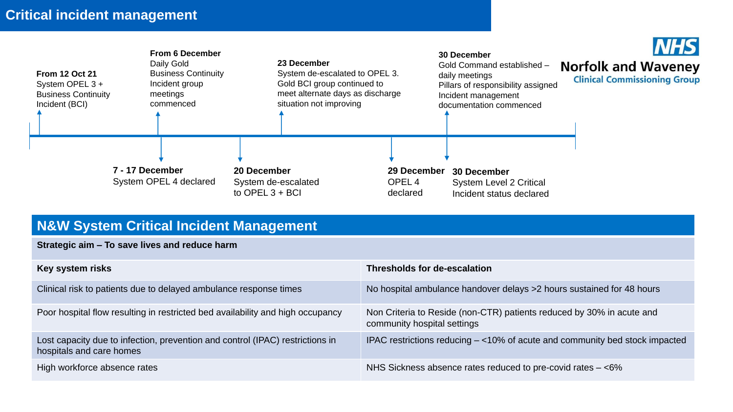# Critical incident management

NHS Norfolk and Waveney Clinical Commissioning Group

- **From 12 Oct 21** System OPEL 3 + Business Continuity Incident (BCI)
- **From 6 December** Daily Gold Business Continuity Incident group meetings commenced
- **7 - 17 December** System OPEL 4 declared
- **20 December** System de-escalated to OPEL 3 + BCI
- **23 December** System de-escalated to OPEL 3. Gold BCI group continued to meet alternate days as discharge situation not improving
- **29 December** OPEL 4 declared
- **30 December** Gold Command established – daily meetings. Pillars of responsibility assigned. Incident management documentation commenced
- **30 December** System Level 2 Critical Incident status declared

## N&W System Critical Incident Management

**Strategic aim – To save lives and reduce harm**

| **Key system risks** | **Thresholds for de-escalation** |
|---|---|
| Clinical risk to patients due to delayed ambulance response times | No hospital ambulance handover delays >2 hours sustained for 48 hours |
| Poor hospital flow resulting in restricted bed availability and high occupancy | Non Criteria to Reside (non-CTR) patients reduced by 30% in acute and community hospital settings |
| Lost capacity due to infection, prevention and control (IPAC) restrictions in hospitals and care homes | IPAC restrictions reducing – <10% of acute and community bed stock impacted |
| High workforce absence rates | NHS Sickness absence rates reduced to pre-covid rates – <6% |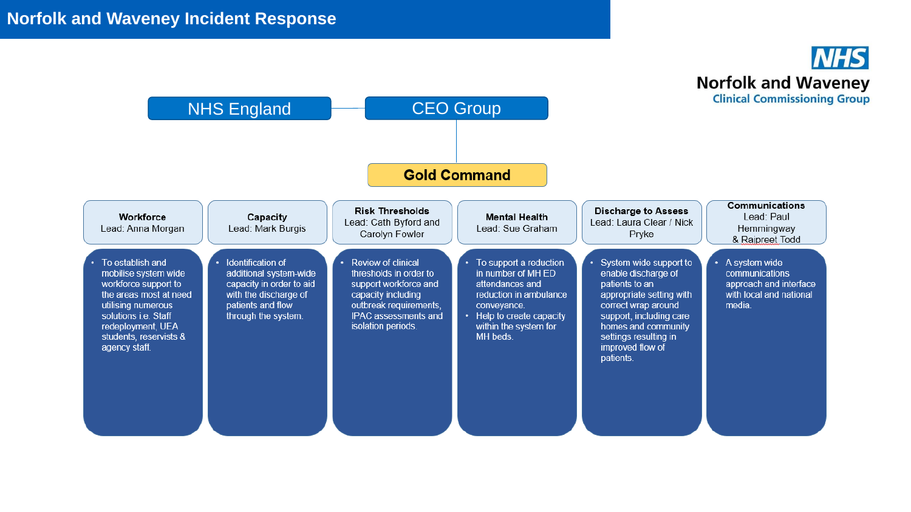# Norfolk and Waveney Incident Response

NHS Norfolk and Waveney Clinical Commissioning Group

NHS England — CEO Group

Gold Command

| Workforce<br>Lead: Anna Morgan | Capacity<br>Lead: Mark Burgis | Risk Thresholds<br>Lead: Cath Byford and Carolyn Fowler | Mental Health<br>Lead: Sue Graham | Discharge to Assess<br>Lead: Laura Clear / Nick Pryke | Communications<br>Lead: Paul Hemmingway & Raipreet Todd |
| --- | --- | --- | --- | --- | --- |
| • To establish and mobilise system wide workforce support to the areas most at need utilising numerous solutions i.e. Staff redeployment, UEA students, reservists & agency staff. | • Identification of additional system-wide capacity in order to aid with the discharge of patients and flow through the system. | • Review of clinical thresholds in order to support workforce and capacity including outbreak requirements, IPAC assessments and isolation periods. | • To support a reduction in number of MH ED attendances and reduction in ambulance conveyance.<br>• Help to create capacity within the system for MH beds. | • System wide support to enable discharge of patients to an appropriate setting with correct wrap around support, including care homes and community settings resulting in improved flow of patients. | • A system wide communications approach and interface with local and national media. |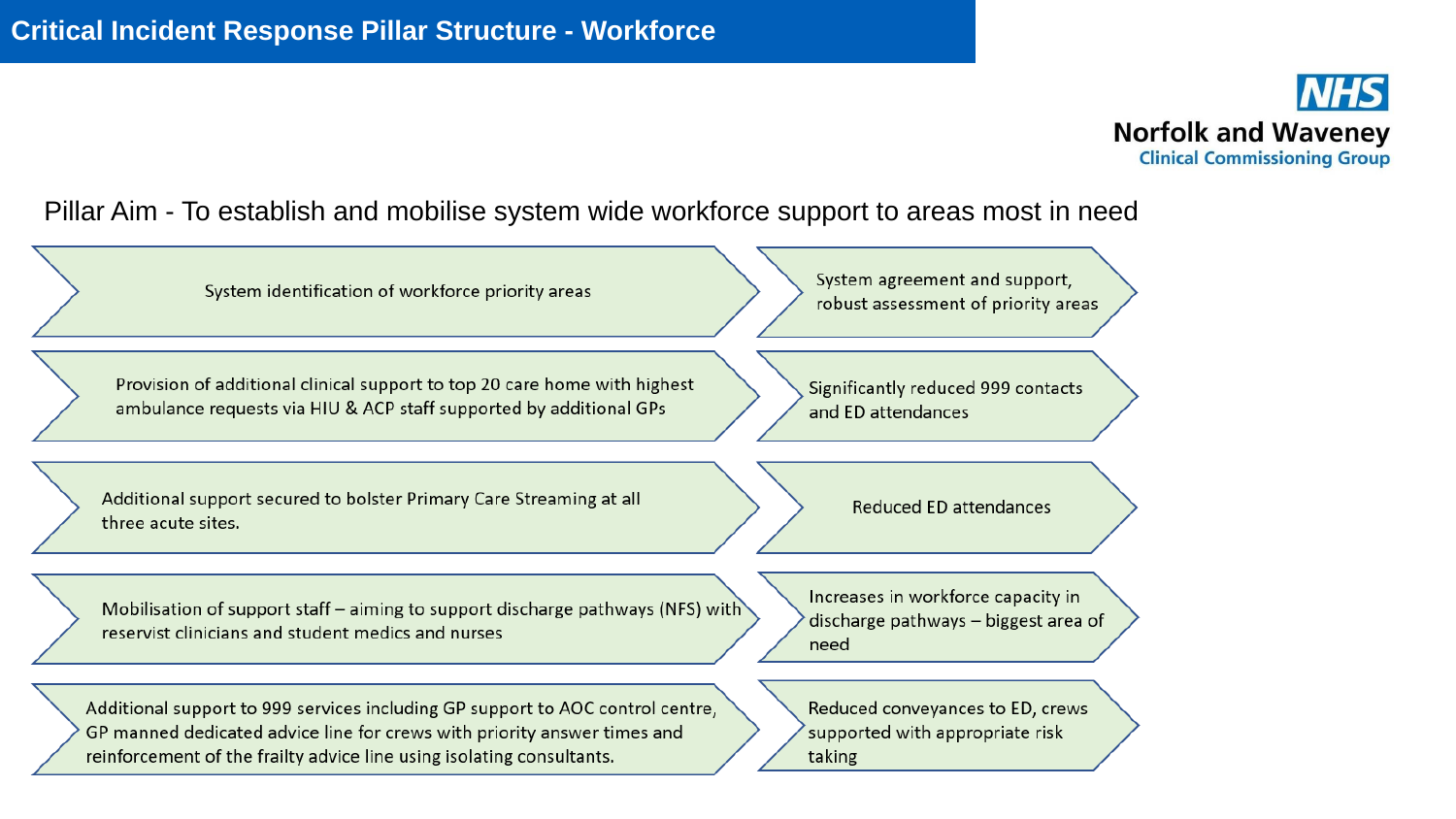# Critical Incident Response Pillar Structure - Workforce

NHS
Norfolk and Waveney
Clinical Commissioning Group

Pillar Aim - To establish and mobilise system wide workforce support to areas most in need

| Action | Outcome |
| --- | --- |
| System identification of workforce priority areas | System agreement and support, robust assessment of priority areas |
| Provision of additional clinical support to top 20 care home with highest ambulance requests via HIU & ACP staff supported by additional GPs | Significantly reduced 999 contacts and ED attendances |
| Additional support secured to bolster Primary Care Streaming at all three acute sites. | Reduced ED attendances |
| Mobilisation of support staff – aiming to support discharge pathways (NFS) with reservist clinicians and student medics and nurses | Increases in workforce capacity in discharge pathways – biggest area of need |
| Additional support to 999 services including GP support to AOC control centre, GP manned dedicated advice line for crews with priority answer times and reinforcement of the frailty advice line using isolating consultants. | Reduced conveyances to ED, crews supported with appropriate risk taking |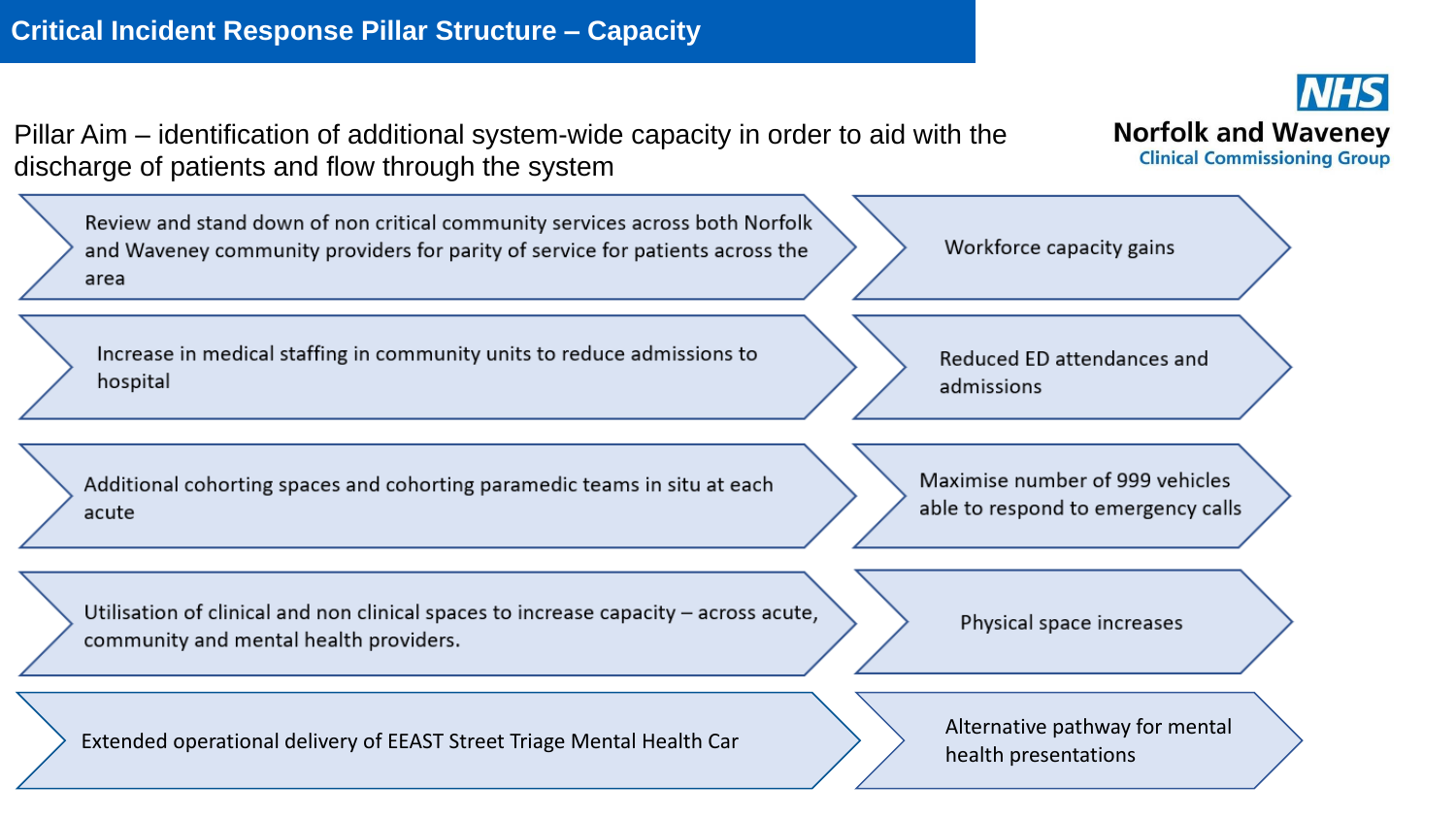# Critical Incident Response Pillar Structure – Capacity

Norfolk and Waveney Clinical Commissioning Group

Pillar Aim – identification of additional system-wide capacity in order to aid with the discharge of patients and flow through the system

| Action | Outcome |
| --- | --- |
| Review and stand down of non critical community services across both Norfolk and Waveney community providers for parity of service for patients across the area | Workforce capacity gains |
| Increase in medical staffing in community units to reduce admissions to hospital | Reduced ED attendances and admissions |
| Additional cohorting spaces and cohorting paramedic teams in situ at each acute | Maximise number of 999 vehicles able to respond to emergency calls |
| Utilisation of clinical and non clinical spaces to increase capacity – across acute, community and mental health providers. | Physical space increases |
| Extended operational delivery of EEAST Street Triage Mental Health Car | Alternative pathway for mental health presentations |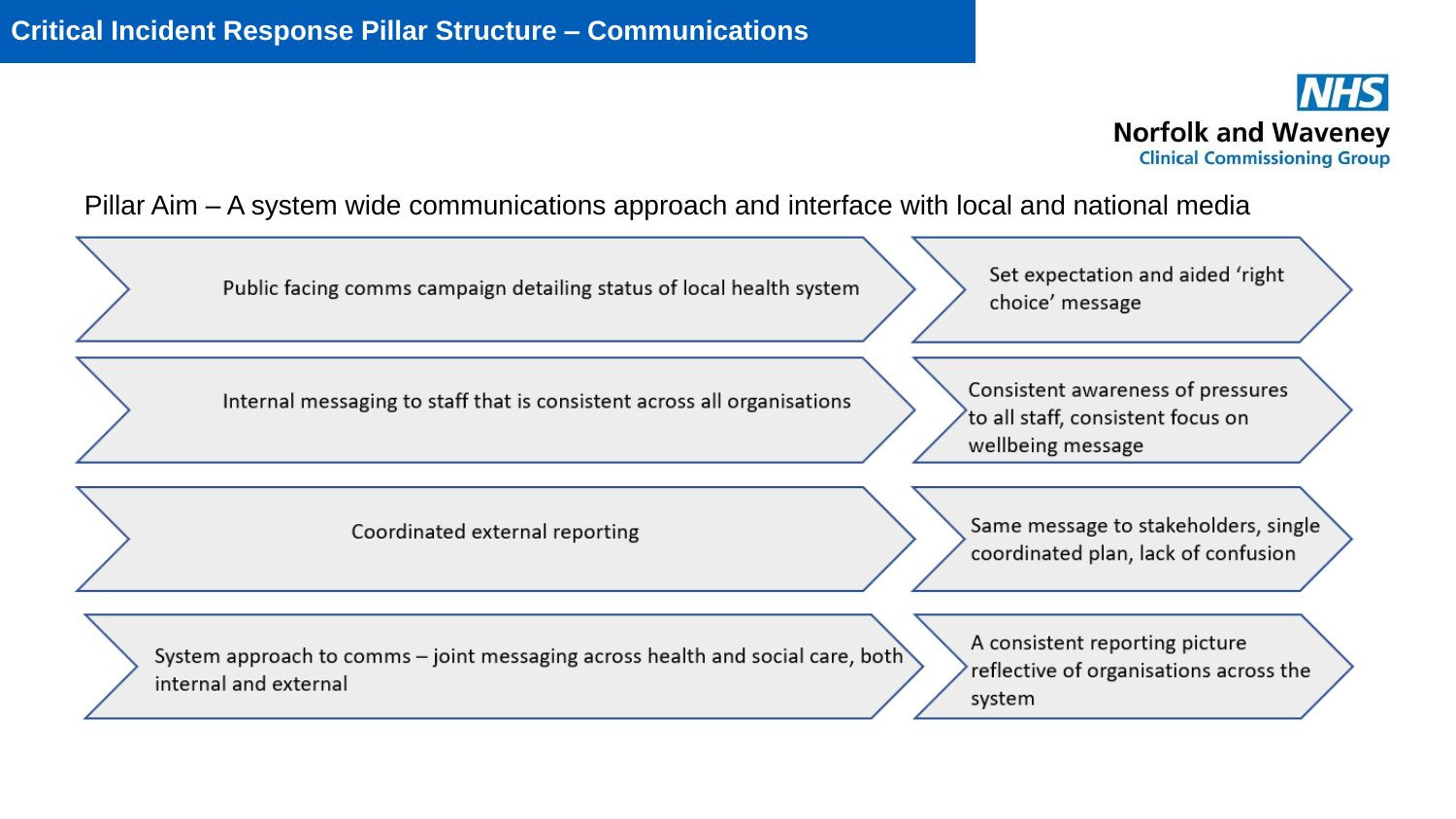# Critical Incident Response Pillar Structure – Communications

NHS Norfolk and Waveney Clinical Commissioning Group

Pillar Aim – A system wide communications approach and interface with local and national media

| Activity | Outcome |
| --- | --- |
| Public facing comms campaign detailing status of local health system | Set expectation and aided 'right choice' message |
| Internal messaging to staff that is consistent across all organisations | Consistent awareness of pressures to all staff, consistent focus on wellbeing message |
| Coordinated external reporting | Same message to stakeholders, single coordinated plan, lack of confusion |
| System approach to comms – joint messaging across health and social care, both internal and external | A consistent reporting picture reflective of organisations across the system |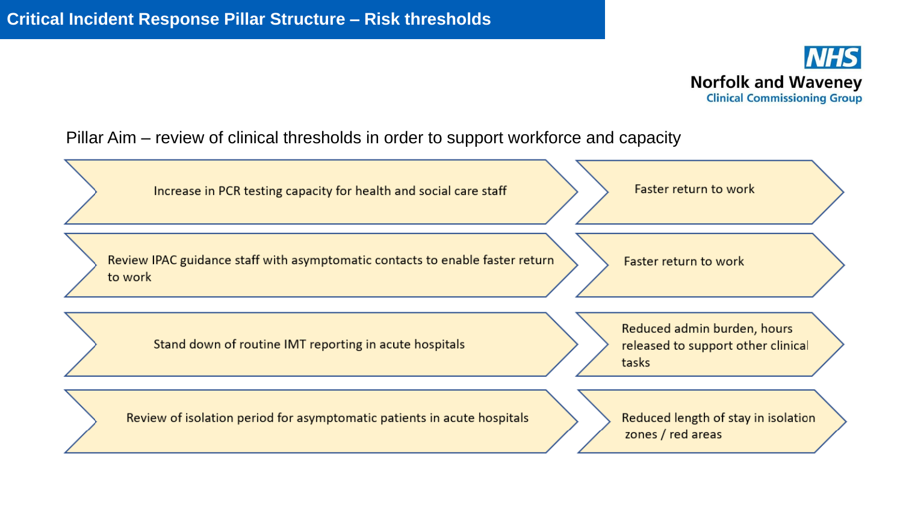# Critical Incident Response Pillar Structure – Risk thresholds

Norfolk and Waveney
Clinical Commissioning Group

Pillar Aim – review of clinical thresholds in order to support workforce and capacity

| Action | Outcome |
| --- | --- |
| Increase in PCR testing capacity for health and social care staff | Faster return to work |
| Review IPAC guidance staff with asymptomatic contacts to enable faster return to work | Faster return to work |
| Stand down of routine IMT reporting in acute hospitals | Reduced admin burden, hours released to support other clinical tasks |
| Review of isolation period for asymptomatic patients in acute hospitals | Reduced length of stay in isolation zones / red areas |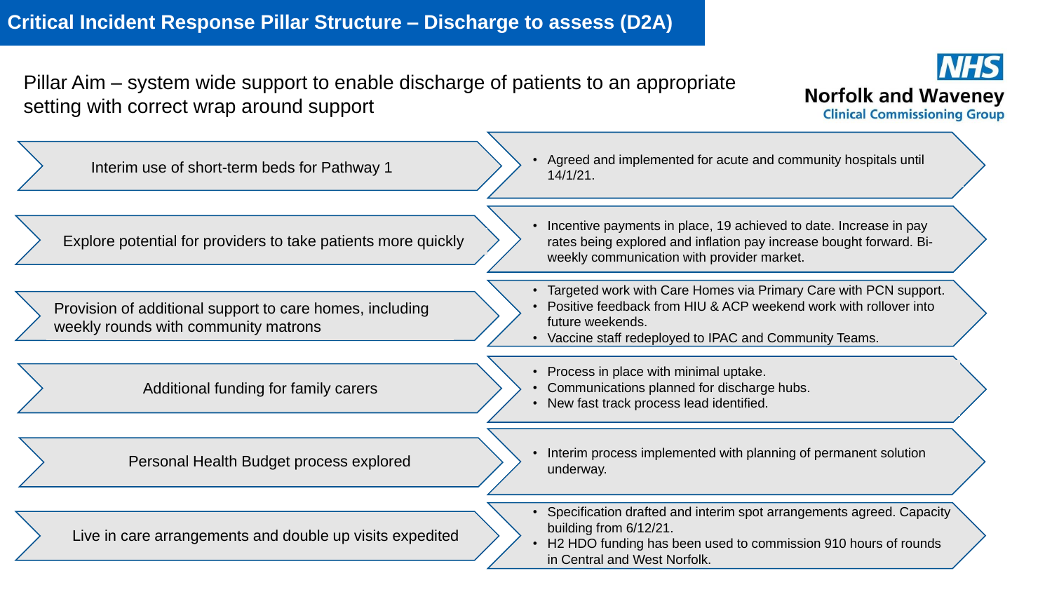# Critical Incident Response Pillar Structure – Discharge to assess (D2A)

Pillar Aim – system wide support to enable discharge of patients to an appropriate setting with correct wrap around support

**Norfolk and Waveney Clinical Commissioning Group**

| Action | Progress |
| --- | --- |
| Interim use of short-term beds for Pathway 1 | • Agreed and implemented for acute and community hospitals until 14/1/21. |
| Explore potential for providers to take patients more quickly | • Incentive payments in place, 19 achieved to date. Increase in pay rates being explored and inflation pay increase bought forward. Bi-weekly communication with provider market. |
| Provision of additional support to care homes, including weekly rounds with community matrons | • Targeted work with Care Homes via Primary Care with PCN support.<br>• Positive feedback from HIU & ACP weekend work with rollover into future weekends.<br>• Vaccine staff redeployed to IPAC and Community Teams. |
| Additional funding for family carers | • Process in place with minimal uptake.<br>• Communications planned for discharge hubs.<br>• New fast track process lead identified. |
| Personal Health Budget process explored | • Interim process implemented with planning of permanent solution underway. |
| Live in care arrangements and double up visits expedited | • Specification drafted and interim spot arrangements agreed. Capacity building from 6/12/21.<br>• H2 HDO funding has been used to commission 910 hours of rounds in Central and West Norfolk. |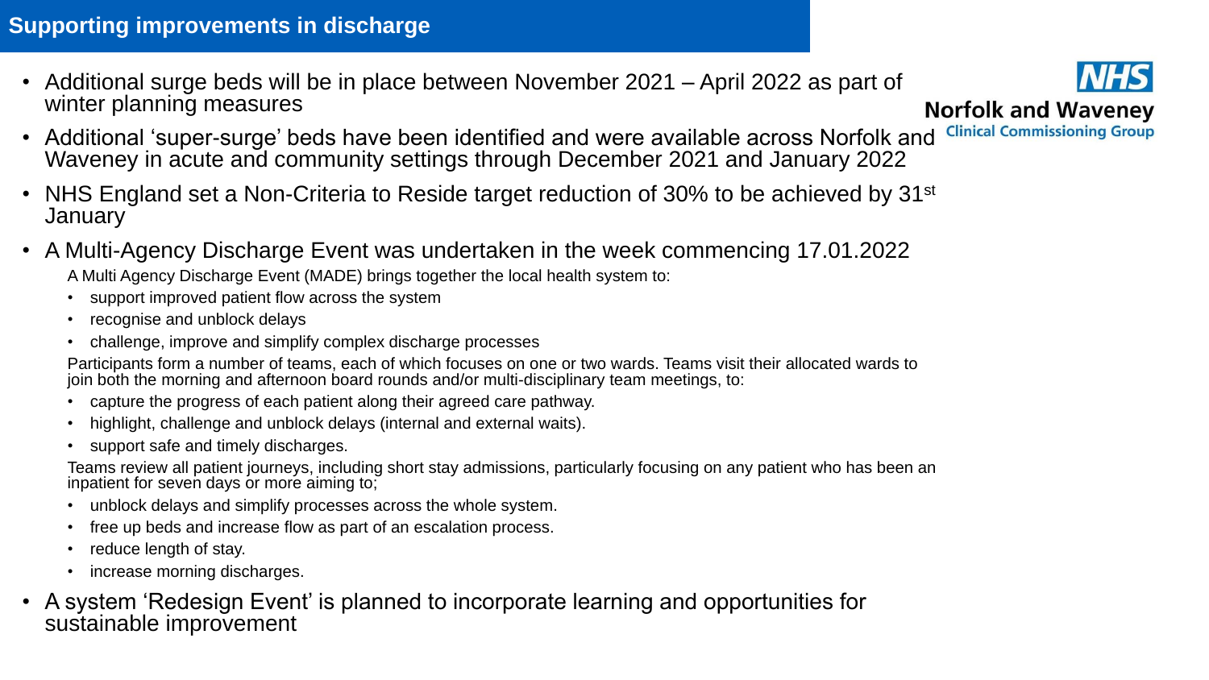# Supporting improvements in discharge

NHS Norfolk and Waveney Clinical Commissioning Group

- Additional surge beds will be in place between November 2021 – April 2022 as part of winter planning measures
- Additional 'super-surge' beds have been identified and were available across Norfolk and Waveney in acute and community settings through December 2021 and January 2022
- NHS England set a Non-Criteria to Reside target reduction of 30% to be achieved by 31st January
- A Multi-Agency Discharge Event was undertaken in the week commencing 17.01.2022

  A Multi Agency Discharge Event (MADE) brings together the local health system to:

  - support improved patient flow across the system
  - recognise and unblock delays
  - challenge, improve and simplify complex discharge processes

  Participants form a number of teams, each of which focuses on one or two wards. Teams visit their allocated wards to join both the morning and afternoon board rounds and/or multi-disciplinary team meetings, to:

  - capture the progress of each patient along their agreed care pathway.
  - highlight, challenge and unblock delays (internal and external waits).
  - support safe and timely discharges.

  Teams review all patient journeys, including short stay admissions, particularly focusing on any patient who has been an inpatient for seven days or more aiming to;

  - unblock delays and simplify processes across the whole system.
  - free up beds and increase flow as part of an escalation process.
  - reduce length of stay.
  - increase morning discharges.
- A system 'Redesign Event' is planned to incorporate learning and opportunities for sustainable improvement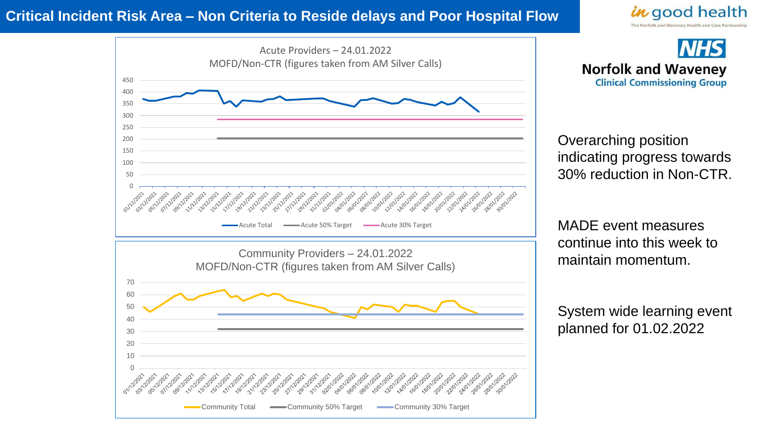# Critical Incident Risk Area – Non Criteria to Reside delays and Poor Hospital Flow

in good health
The Norfolk and Waveney Health and Care Partnership

NHS
Norfolk and Waveney
Clinical Commissioning Group

**Acute Providers – 24.01.2022**
**MOFD/Non-CTR (figures taken from AM Silver Calls)**

Acute Total | Acute 50% Target | Acute 30% Target

**Community Providers – 24.01.2022**
**MOFD/Non-CTR (figures taken from AM Silver Calls)**

Community Total | Community 50% Target | Community 30% Target

Overarching position indicating progress towards 30% reduction in Non-CTR.

MADE event measures continue into this week to maintain momentum.

System wide learning event planned for 01.02.2022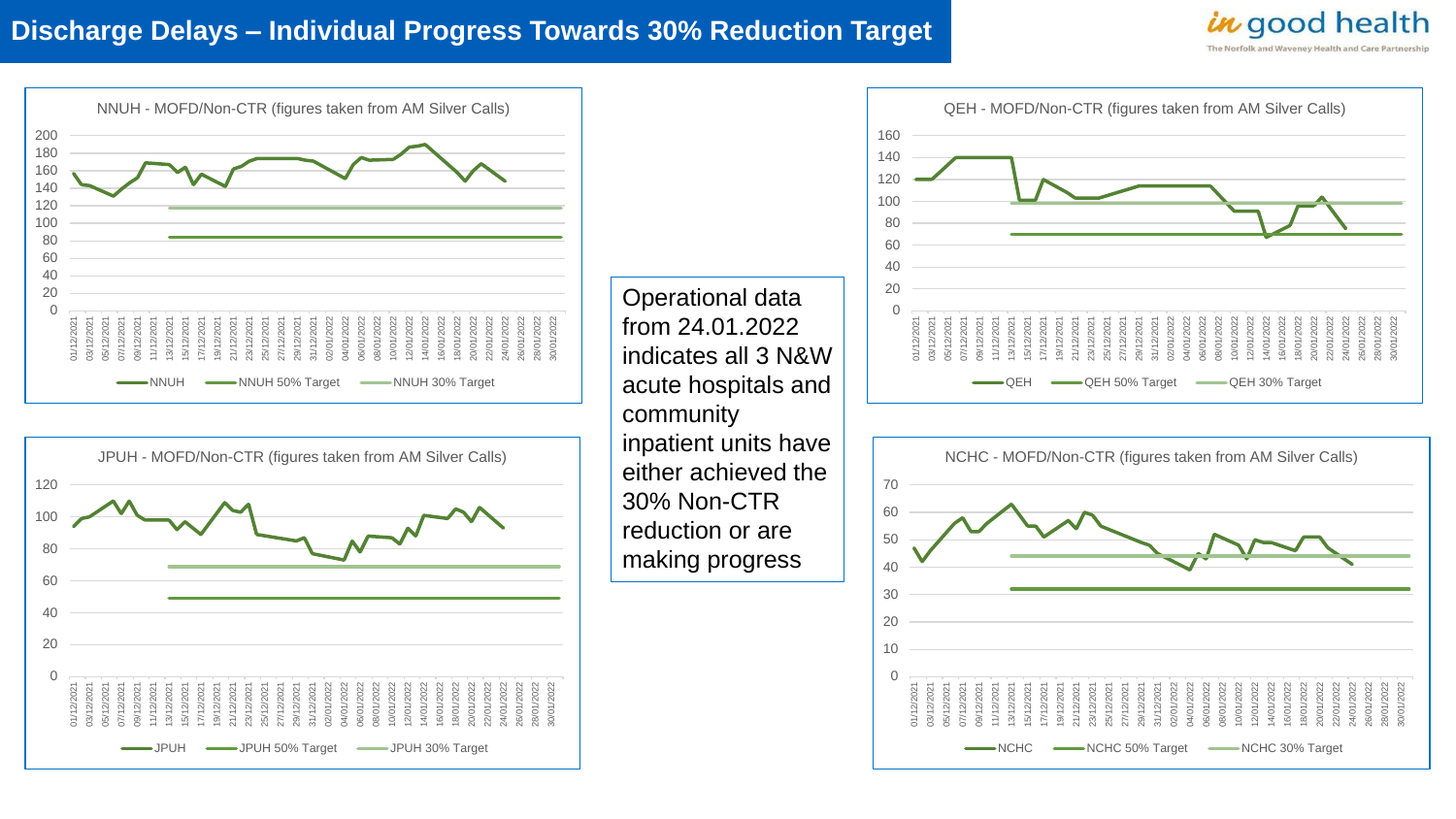# Discharge Delays – Individual Progress Towards 30% Reduction Target

in good health
The Norfolk and Waveney Health and Care Partnership

NNUH - MOFD/Non-CTR (figures taken from AM Silver Calls)

NNUH — NNUH 50% Target — NNUH 30% Target

QEH - MOFD/Non-CTR (figures taken from AM Silver Calls)

QEH — QEH 50% Target — QEH 30% Target

Operational data from 24.01.2022 indicates all 3 N&W acute hospitals and community inpatient units have either achieved the 30% Non-CTR reduction or are making progress

JPUH - MOFD/Non-CTR (figures taken from AM Silver Calls)

JPUH — JPUH 50% Target — JPUH 30% Target

NCHC - MOFD/Non-CTR (figures taken from AM Silver Calls)

NCHC — NCHC 50% Target — NCHC 30% Target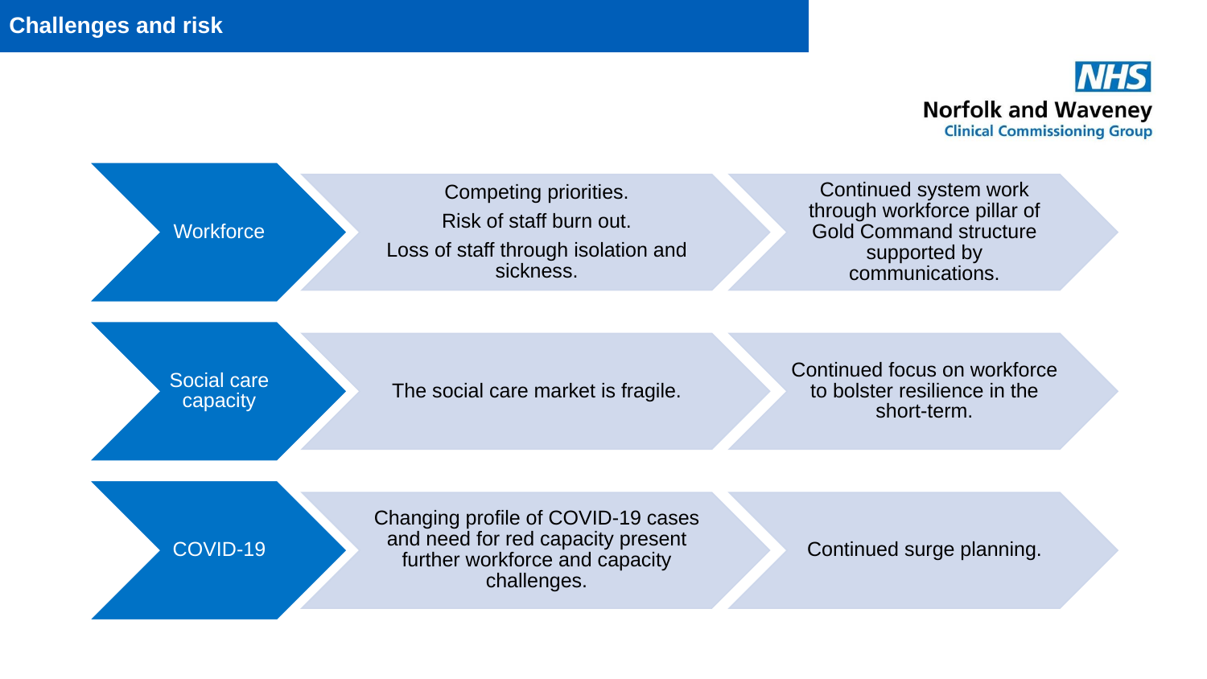# Challenges and risk

NHS Norfolk and Waveney Clinical Commissioning Group

| Area | Challenge | Response |
| --- | --- | --- |
| Workforce | Competing priorities. Risk of staff burn out. Loss of staff through isolation and sickness. | Continued system work through workforce pillar of Gold Command structure supported by communications. |
| Social care capacity | The social care market is fragile. | Continued focus on workforce to bolster resilience in the short-term. |
| COVID-19 | Changing profile of COVID-19 cases and need for red capacity present further workforce and capacity challenges. | Continued surge planning. |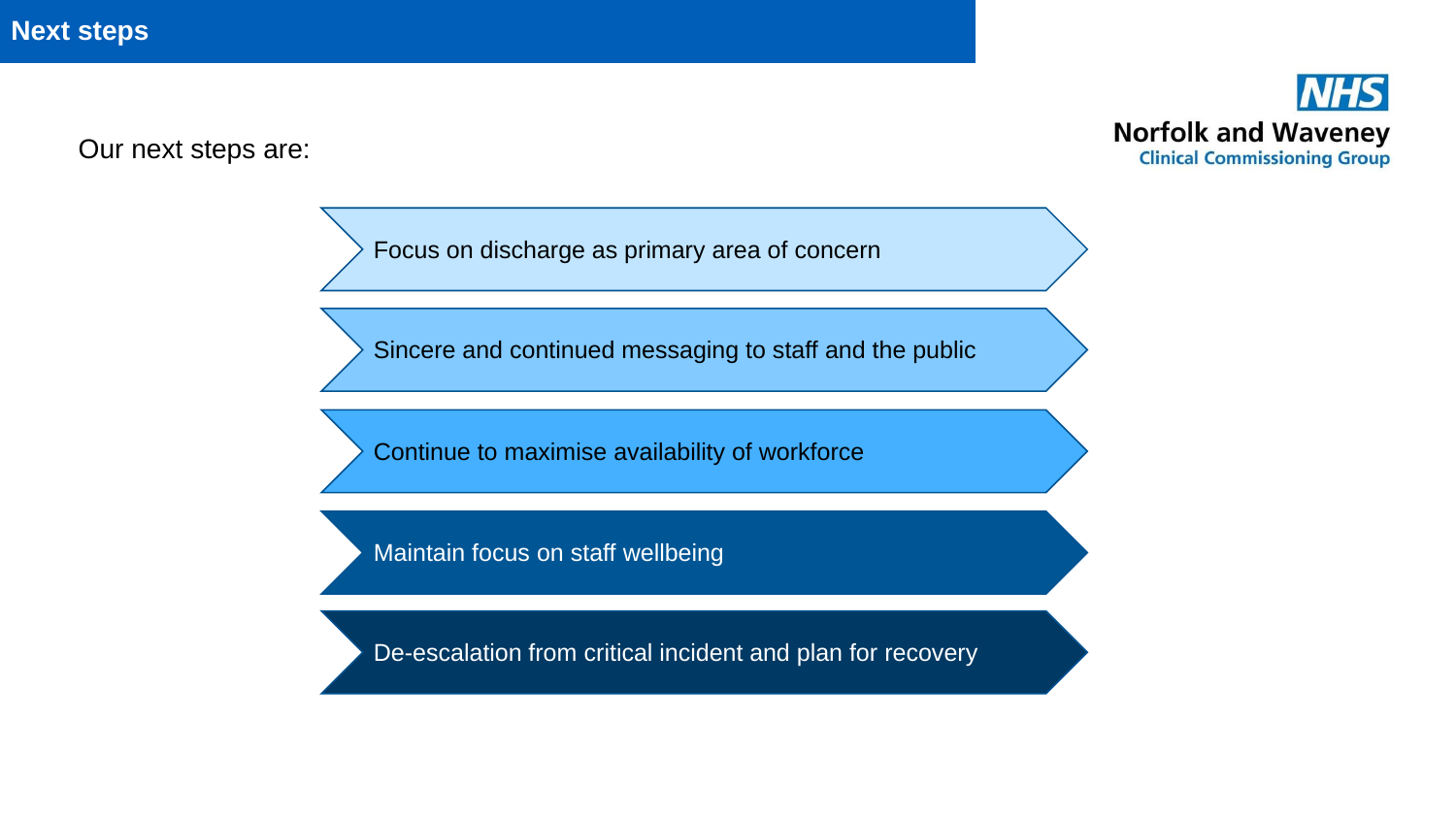# Next steps

Norfolk and Waveney Clinical Commissioning Group

Our next steps are:

- Focus on discharge as primary area of concern
- Sincere and continued messaging to staff and the public
- Continue to maximise availability of workforce
- Maintain focus on staff wellbeing
- De-escalation from critical incident and plan for recovery